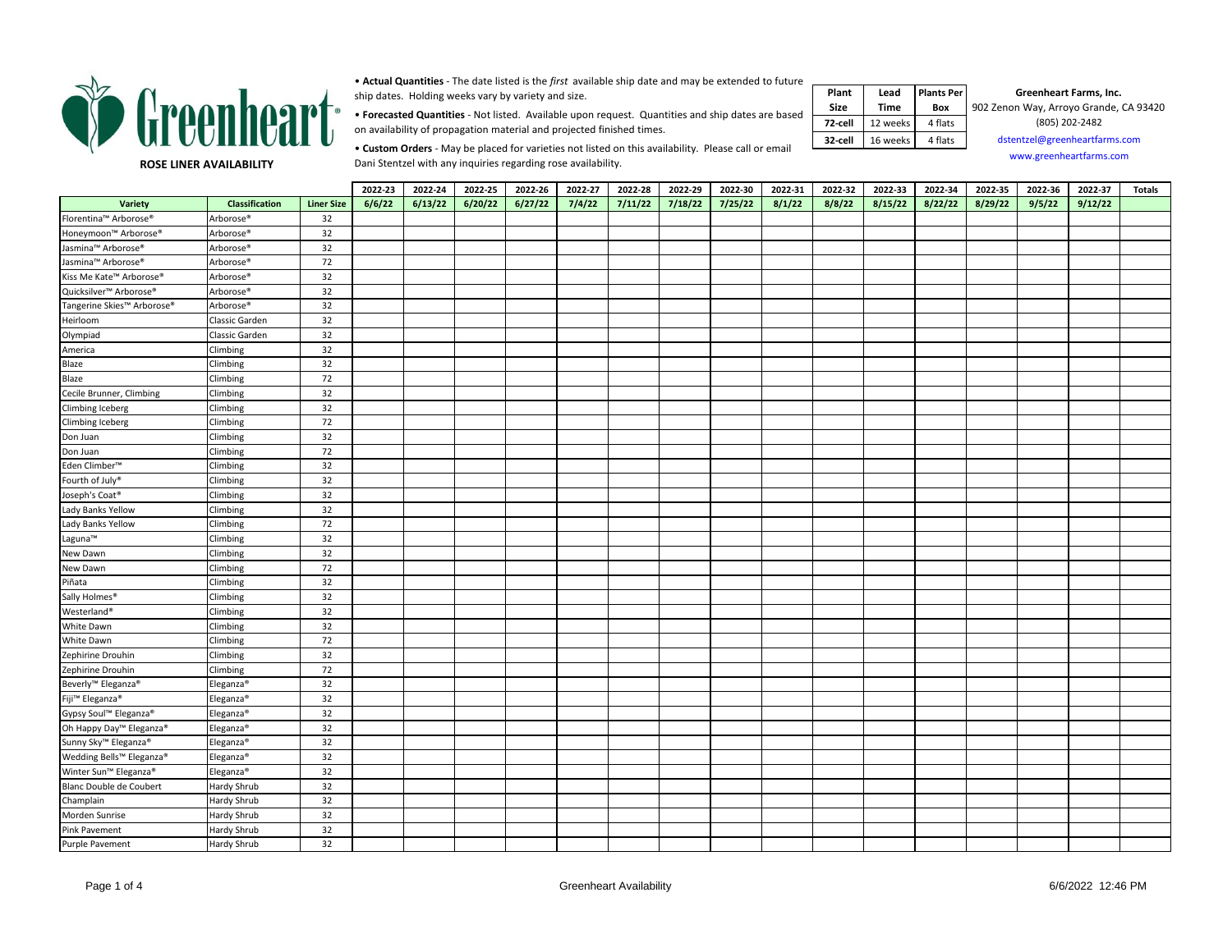# Greenheart

**ROSE LINER AVAILABILITY**

- **Actual Quantities** - The date listed is the *first* available ship date and may be extended to future ship dates. Holding weeks vary by variety and size.
- **Forecasted Quantities** - Not listed. Available upon request. Quantities and ship dates are based on availability of propagation material and projected finished times.
- **Custom Orders** - May be placed for varieties not listed on this availability. Please call or email Dani Stentzel with any inquiries regarding rose availability.

| Plant Size | Lead Time | Plants Per Box |
|---|---|---|
| 72-cell | 12 weeks | 4 flats |
| 32-cell | 16 weeks | 4 flats |

**Greenheart Farms, Inc.**
902 Zenon Way, Arroyo Grande, CA 93420
(805) 202-2482
dstentzel@greenheartfarms.com
www.greenheartfarms.com

| | | | 2022-23 | 2022-24 | 2022-25 | 2022-26 | 2022-27 | 2022-28 | 2022-29 | 2022-30 | 2022-31 | 2022-32 | 2022-33 | 2022-34 | 2022-35 | 2022-36 | 2022-37 | Totals |
|---|---|---|---|---|---|---|---|---|---|---|---|---|---|---|---|---|---|---|
| Variety | Classification | Liner Size | 6/6/22 | 6/13/22 | 6/20/22 | 6/27/22 | 7/4/22 | 7/11/22 | 7/18/22 | 7/25/22 | 8/1/22 | 8/8/22 | 8/15/22 | 8/22/22 | 8/29/22 | 9/5/22 | 9/12/22 | |
| Florentina™ Arborose® | Arborose® | 32 | | | | | | | | | | | | | | | | |
| Honeymoon™ Arborose® | Arborose® | 32 | | | | | | | | | | | | | | | | |
| Jasmina™ Arborose® | Arborose® | 32 | | | | | | | | | | | | | | | | |
| Jasmina™ Arborose® | Arborose® | 72 | | | | | | | | | | | | | | | | |
| Kiss Me Kate™ Arborose® | Arborose® | 32 | | | | | | | | | | | | | | | | |
| Quicksilver™ Arborose® | Arborose® | 32 | | | | | | | | | | | | | | | | |
| Tangerine Skies™ Arborose® | Arborose® | 32 | | | | | | | | | | | | | | | | |
| Heirloom | Classic Garden | 32 | | | | | | | | | | | | | | | | |
| Olympiad | Classic Garden | 32 | | | | | | | | | | | | | | | | |
| America | Climbing | 32 | | | | | | | | | | | | | | | | |
| Blaze | Climbing | 32 | | | | | | | | | | | | | | | | |
| Blaze | Climbing | 72 | | | | | | | | | | | | | | | | |
| Cecile Brunner, Climbing | Climbing | 32 | | | | | | | | | | | | | | | | |
| Climbing Iceberg | Climbing | 32 | | | | | | | | | | | | | | | | |
| Climbing Iceberg | Climbing | 72 | | | | | | | | | | | | | | | | |
| Don Juan | Climbing | 32 | | | | | | | | | | | | | | | | |
| Don Juan | Climbing | 72 | | | | | | | | | | | | | | | | |
| Eden Climber™ | Climbing | 32 | | | | | | | | | | | | | | | | |
| Fourth of July® | Climbing | 32 | | | | | | | | | | | | | | | | |
| Joseph's Coat® | Climbing | 32 | | | | | | | | | | | | | | | | |
| Lady Banks Yellow | Climbing | 32 | | | | | | | | | | | | | | | | |
| Lady Banks Yellow | Climbing | 72 | | | | | | | | | | | | | | | | |
| Laguna™ | Climbing | 32 | | | | | | | | | | | | | | | | |
| New Dawn | Climbing | 32 | | | | | | | | | | | | | | | | |
| New Dawn | Climbing | 72 | | | | | | | | | | | | | | | | |
| Piñata | Climbing | 32 | | | | | | | | | | | | | | | | |
| Sally Holmes® | Climbing | 32 | | | | | | | | | | | | | | | | |
| Westerland® | Climbing | 32 | | | | | | | | | | | | | | | | |
| White Dawn | Climbing | 32 | | | | | | | | | | | | | | | | |
| White Dawn | Climbing | 72 | | | | | | | | | | | | | | | | |
| Zephirine Drouhin | Climbing | 32 | | | | | | | | | | | | | | | | |
| Zephirine Drouhin | Climbing | 72 | | | | | | | | | | | | | | | | |
| Beverly™ Eleganza® | Eleganza® | 32 | | | | | | | | | | | | | | | | |
| Fiji™ Eleganza® | Eleganza® | 32 | | | | | | | | | | | | | | | | |
| Gypsy Soul™ Eleganza® | Eleganza® | 32 | | | | | | | | | | | | | | | | |
| Oh Happy Day™ Eleganza® | Eleganza® | 32 | | | | | | | | | | | | | | | | |
| Sunny Sky™ Eleganza® | Eleganza® | 32 | | | | | | | | | | | | | | | | |
| Wedding Bells™ Eleganza® | Eleganza® | 32 | | | | | | | | | | | | | | | | |
| Winter Sun™ Eleganza® | Eleganza® | 32 | | | | | | | | | | | | | | | | |
| Blanc Double de Coubert | Hardy Shrub | 32 | | | | | | | | | | | | | | | | |
| Champlain | Hardy Shrub | 32 | | | | | | | | | | | | | | | | |
| Morden Sunrise | Hardy Shrub | 32 | | | | | | | | | | | | | | | | |
| Pink Pavement | Hardy Shrub | 32 | | | | | | | | | | | | | | | | |
| Purple Pavement | Hardy Shrub | 32 | | | | | | | | | | | | | | | | |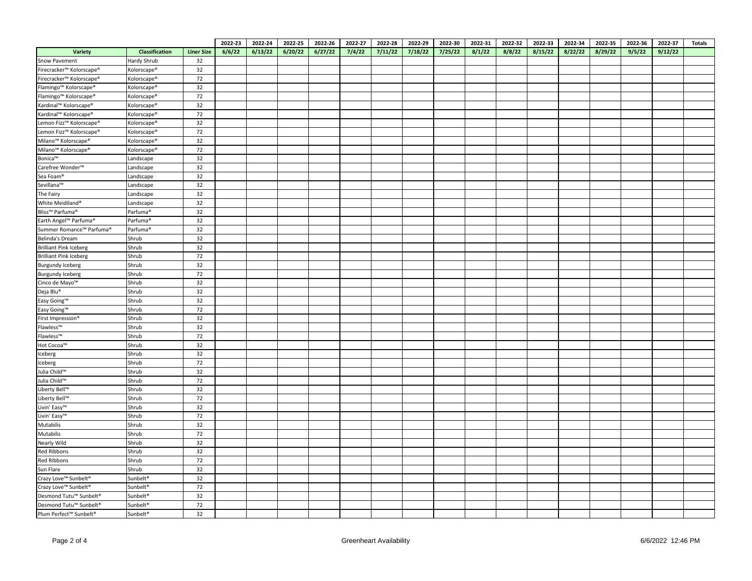| | | | 2022-23 | 2022-24 | 2022-25 | 2022-26 | 2022-27 | 2022-28 | 2022-29 | 2022-30 | 2022-31 | 2022-32 | 2022-33 | 2022-34 | 2022-35 | 2022-36 | 2022-37 | Totals |
|---|---|---|---|---|---|---|---|---|---|---|---|---|---|---|---|---|---|---|
| Variety | Classification | Liner Size | 6/6/22 | 6/13/22 | 6/20/22 | 6/27/22 | 7/4/22 | 7/11/22 | 7/18/22 | 7/25/22 | 8/1/22 | 8/8/22 | 8/15/22 | 8/22/22 | 8/29/22 | 9/5/22 | 9/12/22 | |
| Snow Pavement | Hardy Shrub | 32 | | | | | | | | | | | | | | | | |
| Firecracker™ Kolorscape® | Kolorscape® | 32 | | | | | | | | | | | | | | | | |
| Firecracker™ Kolorscape® | Kolorscape® | 72 | | | | | | | | | | | | | | | | |
| Flamingo™ Kolorscape® | Kolorscape® | 32 | | | | | | | | | | | | | | | | |
| Flamingo™ Kolorscape® | Kolorscape® | 72 | | | | | | | | | | | | | | | | |
| Kardinal™ Kolorscape® | Kolorscape® | 32 | | | | | | | | | | | | | | | | |
| Kardinal™ Kolorscape® | Kolorscape® | 72 | | | | | | | | | | | | | | | | |
| Lemon Fizz™ Kolorscape® | Kolorscape® | 32 | | | | | | | | | | | | | | | | |
| Lemon Fizz™ Kolorscape® | Kolorscape® | 72 | | | | | | | | | | | | | | | | |
| Milano™ Kolorscape® | Kolorscape® | 32 | | | | | | | | | | | | | | | | |
| Milano™ Kolorscape® | Kolorscape® | 72 | | | | | | | | | | | | | | | | |
| Bonica™ | Landscape | 32 | | | | | | | | | | | | | | | | |
| Carefree Wonder™ | Landscape | 32 | | | | | | | | | | | | | | | | |
| Sea Foam® | Landscape | 32 | | | | | | | | | | | | | | | | |
| Sevillana™ | Landscape | 32 | | | | | | | | | | | | | | | | |
| The Fairy | Landscape | 32 | | | | | | | | | | | | | | | | |
| White Meidiland® | Landscape | 32 | | | | | | | | | | | | | | | | |
| Bliss™ Parfuma® | Parfuma® | 32 | | | | | | | | | | | | | | | | |
| Earth Angel™ Parfuma® | Parfuma® | 32 | | | | | | | | | | | | | | | | |
| Summer Romance™ Parfuma® | Parfuma® | 32 | | | | | | | | | | | | | | | | |
| Belinda's Dream | Shrub | 32 | | | | | | | | | | | | | | | | |
| Brilliant Pink Iceberg | Shrub | 32 | | | | | | | | | | | | | | | | |
| Brilliant Pink Iceberg | Shrub | 72 | | | | | | | | | | | | | | | | |
| Burgundy Iceberg | Shrub | 32 | | | | | | | | | | | | | | | | |
| Burgundy Iceberg | Shrub | 72 | | | | | | | | | | | | | | | | |
| Cinco de Mayo™ | Shrub | 32 | | | | | | | | | | | | | | | | |
| Deja Blu® | Shrub | 32 | | | | | | | | | | | | | | | | |
| Easy Going™ | Shrub | 32 | | | | | | | | | | | | | | | | |
| Easy Going™ | Shrub | 72 | | | | | | | | | | | | | | | | |
| First Impression® | Shrub | 32 | | | | | | | | | | | | | | | | |
| Flawless™ | Shrub | 32 | | | | | | | | | | | | | | | | |
| Flawless™ | Shrub | 72 | | | | | | | | | | | | | | | | |
| Hot Cocoa™ | Shrub | 32 | | | | | | | | | | | | | | | | |
| Iceberg | Shrub | 32 | | | | | | | | | | | | | | | | |
| Iceberg | Shrub | 72 | | | | | | | | | | | | | | | | |
| Julia Child™ | Shrub | 32 | | | | | | | | | | | | | | | | |
| Julia Child™ | Shrub | 72 | | | | | | | | | | | | | | | | |
| Liberty Bell™ | Shrub | 32 | | | | | | | | | | | | | | | | |
| Liberty Bell™ | Shrub | 72 | | | | | | | | | | | | | | | | |
| Livin' Easy™ | Shrub | 32 | | | | | | | | | | | | | | | | |
| Livin' Easy™ | Shrub | 72 | | | | | | | | | | | | | | | | |
| Mutabilis | Shrub | 32 | | | | | | | | | | | | | | | | |
| Mutabilis | Shrub | 72 | | | | | | | | | | | | | | | | |
| Nearly Wild | Shrub | 32 | | | | | | | | | | | | | | | | |
| Red Ribbons | Shrub | 32 | | | | | | | | | | | | | | | | |
| Red Ribbons | Shrub | 72 | | | | | | | | | | | | | | | | |
| Sun Flare | Shrub | 32 | | | | | | | | | | | | | | | | |
| Crazy Love™ Sunbelt® | Sunbelt® | 32 | | | | | | | | | | | | | | | | |
| Crazy Love™ Sunbelt® | Sunbelt® | 72 | | | | | | | | | | | | | | | | |
| Desmond Tutu™ Sunbelt® | Sunbelt® | 32 | | | | | | | | | | | | | | | | |
| Desmond Tutu™ Sunbelt® | Sunbelt® | 72 | | | | | | | | | | | | | | | | |
| Plum Perfect™ Sunbelt® | Sunbelt® | 32 | | | | | | | | | | | | | | | | |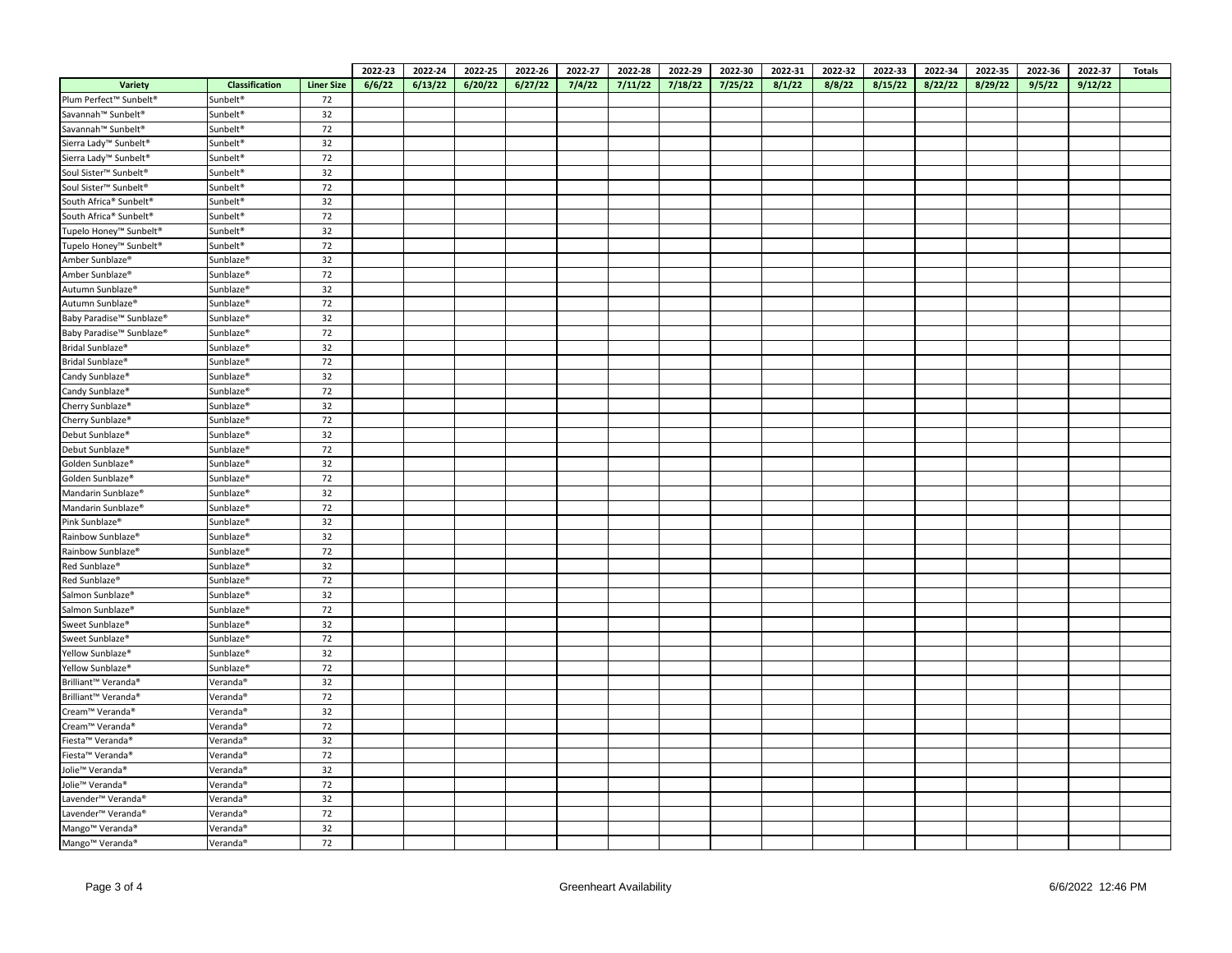| | | | 2022-23 | 2022-24 | 2022-25 | 2022-26 | 2022-27 | 2022-28 | 2022-29 | 2022-30 | 2022-31 | 2022-32 | 2022-33 | 2022-34 | 2022-35 | 2022-36 | 2022-37 | Totals |
|---|---|---|---|---|---|---|---|---|---|---|---|---|---|---|---|---|---|---|
| **Variety** | **Classification** | **Liner Size** | **6/6/22** | **6/13/22** | **6/20/22** | **6/27/22** | **7/4/22** | **7/11/22** | **7/18/22** | **7/25/22** | **8/1/22** | **8/8/22** | **8/15/22** | **8/22/22** | **8/29/22** | **9/5/22** | **9/12/22** | |
| Plum Perfect™ Sunbelt® | Sunbelt® | 72 | | | | | | | | | | | | | | | | |
| Savannah™ Sunbelt® | Sunbelt® | 32 | | | | | | | | | | | | | | | | |
| Savannah™ Sunbelt® | Sunbelt® | 72 | | | | | | | | | | | | | | | | |
| Sierra Lady™ Sunbelt® | Sunbelt® | 32 | | | | | | | | | | | | | | | | |
| Sierra Lady™ Sunbelt® | Sunbelt® | 72 | | | | | | | | | | | | | | | | |
| Soul Sister™ Sunbelt® | Sunbelt® | 32 | | | | | | | | | | | | | | | | |
| Soul Sister™ Sunbelt® | Sunbelt® | 72 | | | | | | | | | | | | | | | | |
| South Africa® Sunbelt® | Sunbelt® | 32 | | | | | | | | | | | | | | | | |
| South Africa® Sunbelt® | Sunbelt® | 72 | | | | | | | | | | | | | | | | |
| Tupelo Honey™ Sunbelt® | Sunbelt® | 32 | | | | | | | | | | | | | | | | |
| Tupelo Honey™ Sunbelt® | Sunbelt® | 72 | | | | | | | | | | | | | | | | |
| Amber Sunblaze® | Sunblaze® | 32 | | | | | | | | | | | | | | | | |
| Amber Sunblaze® | Sunblaze® | 72 | | | | | | | | | | | | | | | | |
| Autumn Sunblaze® | Sunblaze® | 32 | | | | | | | | | | | | | | | | |
| Autumn Sunblaze® | Sunblaze® | 72 | | | | | | | | | | | | | | | | |
| Baby Paradise™ Sunblaze® | Sunblaze® | 32 | | | | | | | | | | | | | | | | |
| Baby Paradise™ Sunblaze® | Sunblaze® | 72 | | | | | | | | | | | | | | | | |
| Bridal Sunblaze® | Sunblaze® | 32 | | | | | | | | | | | | | | | | |
| Bridal Sunblaze® | Sunblaze® | 72 | | | | | | | | | | | | | | | | |
| Candy Sunblaze® | Sunblaze® | 32 | | | | | | | | | | | | | | | | |
| Candy Sunblaze® | Sunblaze® | 72 | | | | | | | | | | | | | | | | |
| Cherry Sunblaze® | Sunblaze® | 32 | | | | | | | | | | | | | | | | |
| Cherry Sunblaze® | Sunblaze® | 72 | | | | | | | | | | | | | | | | |
| Debut Sunblaze® | Sunblaze® | 32 | | | | | | | | | | | | | | | | |
| Debut Sunblaze® | Sunblaze® | 72 | | | | | | | | | | | | | | | | |
| Golden Sunblaze® | Sunblaze® | 32 | | | | | | | | | | | | | | | | |
| Golden Sunblaze® | Sunblaze® | 72 | | | | | | | | | | | | | | | | |
| Mandarin Sunblaze® | Sunblaze® | 32 | | | | | | | | | | | | | | | | |
| Mandarin Sunblaze® | Sunblaze® | 72 | | | | | | | | | | | | | | | | |
| Pink Sunblaze® | Sunblaze® | 32 | | | | | | | | | | | | | | | | |
| Rainbow Sunblaze® | Sunblaze® | 32 | | | | | | | | | | | | | | | | |
| Rainbow Sunblaze® | Sunblaze® | 72 | | | | | | | | | | | | | | | | |
| Red Sunblaze® | Sunblaze® | 32 | | | | | | | | | | | | | | | | |
| Red Sunblaze® | Sunblaze® | 72 | | | | | | | | | | | | | | | | |
| Salmon Sunblaze® | Sunblaze® | 32 | | | | | | | | | | | | | | | | |
| Salmon Sunblaze® | Sunblaze® | 72 | | | | | | | | | | | | | | | | |
| Sweet Sunblaze® | Sunblaze® | 32 | | | | | | | | | | | | | | | | |
| Sweet Sunblaze® | Sunblaze® | 72 | | | | | | | | | | | | | | | | |
| Yellow Sunblaze® | Sunblaze® | 32 | | | | | | | | | | | | | | | | |
| Yellow Sunblaze® | Sunblaze® | 72 | | | | | | | | | | | | | | | | |
| Brilliant™ Veranda® | Veranda® | 32 | | | | | | | | | | | | | | | | |
| Brilliant™ Veranda® | Veranda® | 72 | | | | | | | | | | | | | | | | |
| Cream™ Veranda® | Veranda® | 32 | | | | | | | | | | | | | | | | |
| Cream™ Veranda® | Veranda® | 72 | | | | | | | | | | | | | | | | |
| Fiesta™ Veranda® | Veranda® | 32 | | | | | | | | | | | | | | | | |
| Fiesta™ Veranda® | Veranda® | 72 | | | | | | | | | | | | | | | | |
| Jolie™ Veranda® | Veranda® | 32 | | | | | | | | | | | | | | | | |
| Jolie™ Veranda® | Veranda® | 72 | | | | | | | | | | | | | | | | |
| Lavender™ Veranda® | Veranda® | 32 | | | | | | | | | | | | | | | | |
| Lavender™ Veranda® | Veranda® | 72 | | | | | | | | | | | | | | | | |
| Mango™ Veranda® | Veranda® | 32 | | | | | | | | | | | | | | | | |
| Mango™ Veranda® | Veranda® | 72 | | | | | | | | | | | | | | | | |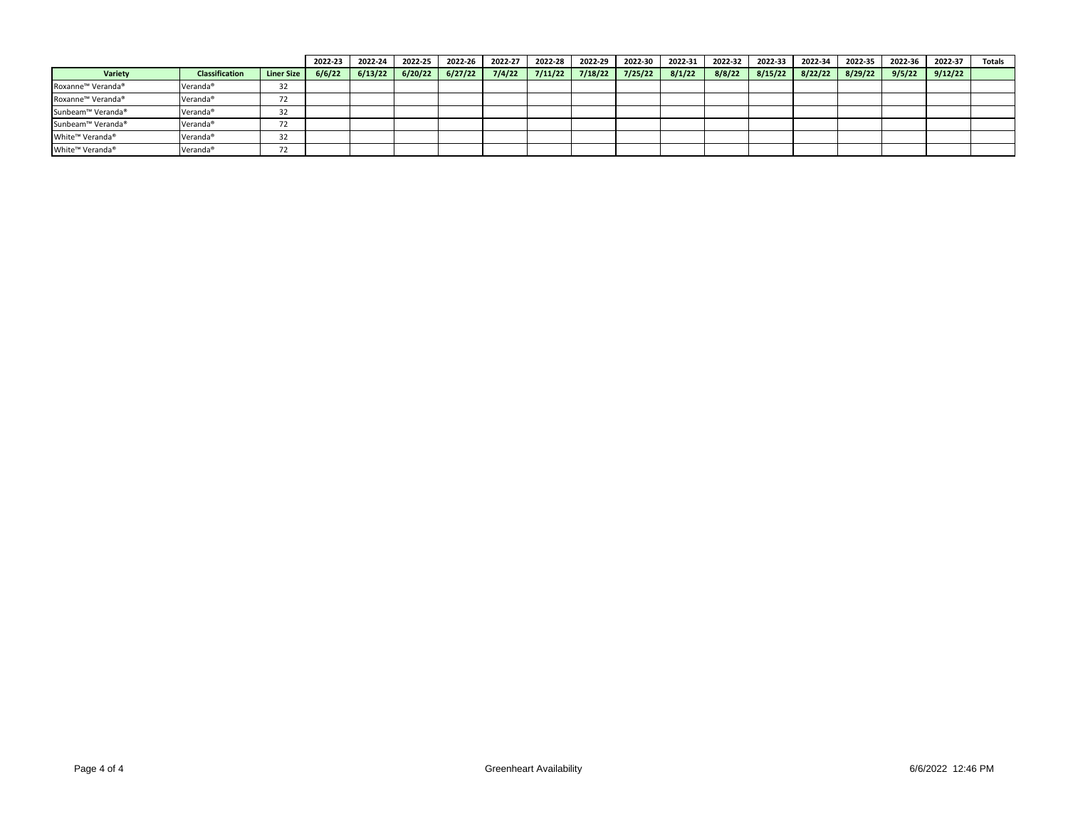| | | | 2022-23 | 2022-24 | 2022-25 | 2022-26 | 2022-27 | 2022-28 | 2022-29 | 2022-30 | 2022-31 | 2022-32 | 2022-33 | 2022-34 | 2022-35 | 2022-36 | 2022-37 | Totals |
|---|---|---|---|---|---|---|---|---|---|---|---|---|---|---|---|---|---|---|
| **Variety** | **Classification** | **Liner Size** | **6/6/22** | **6/13/22** | **6/20/22** | **6/27/22** | **7/4/22** | **7/11/22** | **7/18/22** | **7/25/22** | **8/1/22** | **8/8/22** | **8/15/22** | **8/22/22** | **8/29/22** | **9/5/22** | **9/12/22** | |
| Roxanne™ Veranda® | Veranda® | 32 | | | | | | | | | | | | | | | | |
| Roxanne™ Veranda® | Veranda® | 72 | | | | | | | | | | | | | | | | |
| Sunbeam™ Veranda® | Veranda® | 32 | | | | | | | | | | | | | | | | |
| Sunbeam™ Veranda® | Veranda® | 72 | | | | | | | | | | | | | | | | |
| White™ Veranda® | Veranda® | 32 | | | | | | | | | | | | | | | | |
| White™ Veranda® | Veranda® | 72 | | | | | | | | | | | | | | | | |